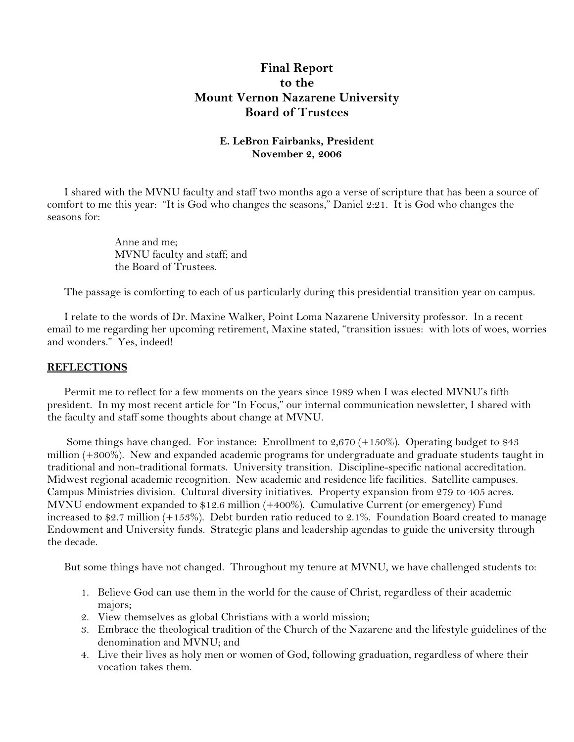# Final Report
# to the
# Mount Vernon Nazarene University
# Board of Trustees

**E. LeBron Fairbanks, President**
**November 2, 2006**

I shared with the MVNU faculty and staff two months ago a verse of scripture that has been a source of comfort to me this year: "It is God who changes the seasons," Daniel 2:21. It is God who changes the seasons for:

> Anne and me;
> MVNU faculty and staff; and
> the Board of Trustees.

The passage is comforting to each of us particularly during this presidential transition year on campus.

I relate to the words of Dr. Maxine Walker, Point Loma Nazarene University professor. In a recent email to me regarding her upcoming retirement, Maxine stated, "transition issues: with lots of woes, worries and wonders." Yes, indeed!

## REFLECTIONS

Permit me to reflect for a few moments on the years since 1989 when I was elected MVNU's fifth president. In my most recent article for "In Focus," our internal communication newsletter, I shared with the faculty and staff some thoughts about change at MVNU.

Some things have changed. For instance: Enrollment to 2,670 (+150%). Operating budget to $43 million (+300%). New and expanded academic programs for undergraduate and graduate students taught in traditional and non-traditional formats. University transition. Discipline-specific national accreditation. Midwest regional academic recognition. New academic and residence life facilities. Satellite campuses. Campus Ministries division. Cultural diversity initiatives. Property expansion from 279 to 405 acres. MVNU endowment expanded to $12.6 million (+400%). Cumulative Current (or emergency) Fund increased to $2.7 million (+153%). Debt burden ratio reduced to 2.1%. Foundation Board created to manage Endowment and University funds. Strategic plans and leadership agendas to guide the university through the decade.

But some things have not changed. Throughout my tenure at MVNU, we have challenged students to:

1. Believe God can use them in the world for the cause of Christ, regardless of their academic majors;
2. View themselves as global Christians with a world mission;
3. Embrace the theological tradition of the Church of the Nazarene and the lifestyle guidelines of the denomination and MVNU; and
4. Live their lives as holy men or women of God, following graduation, regardless of where their vocation takes them.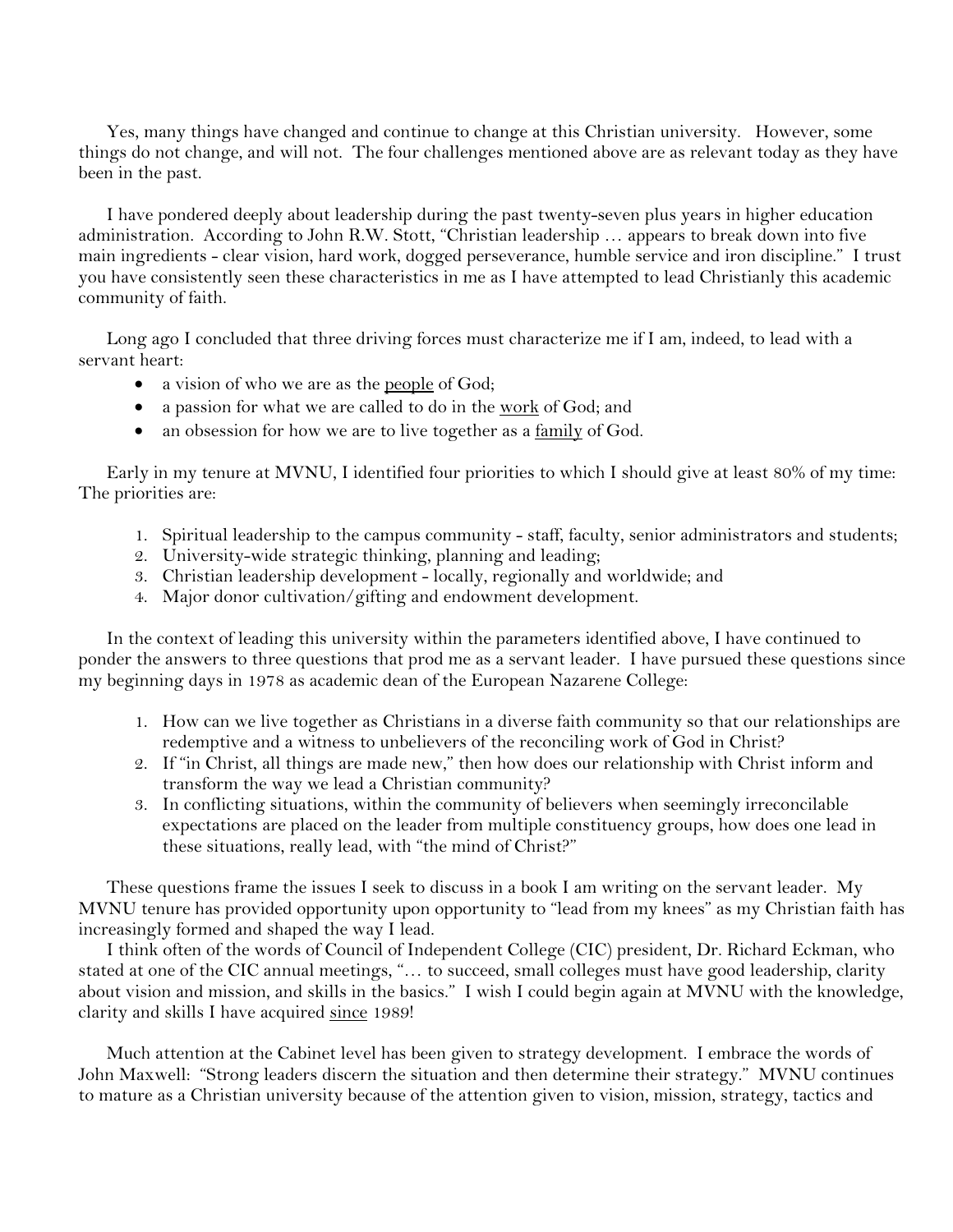Yes, many things have changed and continue to change at this Christian university. However, some things do not change, and will not. The four challenges mentioned above are as relevant today as they have been in the past.

I have pondered deeply about leadership during the past twenty-seven plus years in higher education administration. According to John R.W. Stott, "Christian leadership … appears to break down into five main ingredients - clear vision, hard work, dogged perseverance, humble service and iron discipline." I trust you have consistently seen these characteristics in me as I have attempted to lead Christianly this academic community of faith.

Long ago I concluded that three driving forces must characterize me if I am, indeed, to lead with a servant heart:

- a vision of who we are as the <u>people</u> of God;
- a passion for what we are called to do in the <u>work</u> of God; and
- an obsession for how we are to live together as a <u>family</u> of God.

Early in my tenure at MVNU, I identified four priorities to which I should give at least 80% of my time: The priorities are:

1. Spiritual leadership to the campus community - staff, faculty, senior administrators and students;
2. University-wide strategic thinking, planning and leading;
3. Christian leadership development - locally, regionally and worldwide; and
4. Major donor cultivation/gifting and endowment development.

In the context of leading this university within the parameters identified above, I have continued to ponder the answers to three questions that prod me as a servant leader. I have pursued these questions since my beginning days in 1978 as academic dean of the European Nazarene College:

1. How can we live together as Christians in a diverse faith community so that our relationships are redemptive and a witness to unbelievers of the reconciling work of God in Christ?
2. If "in Christ, all things are made new," then how does our relationship with Christ inform and transform the way we lead a Christian community?
3. In conflicting situations, within the community of believers when seemingly irreconcilable expectations are placed on the leader from multiple constituency groups, how does one lead in these situations, really lead, with "the mind of Christ?"

These questions frame the issues I seek to discuss in a book I am writing on the servant leader. My MVNU tenure has provided opportunity upon opportunity to "lead from my knees" as my Christian faith has increasingly formed and shaped the way I lead.

I think often of the words of Council of Independent College (CIC) president, Dr. Richard Eckman, who stated at one of the CIC annual meetings, "… to succeed, small colleges must have good leadership, clarity about vision and mission, and skills in the basics." I wish I could begin again at MVNU with the knowledge, clarity and skills I have acquired <u>since</u> 1989!

Much attention at the Cabinet level has been given to strategy development. I embrace the words of John Maxwell: "Strong leaders discern the situation and then determine their strategy." MVNU continues to mature as a Christian university because of the attention given to vision, mission, strategy, tactics and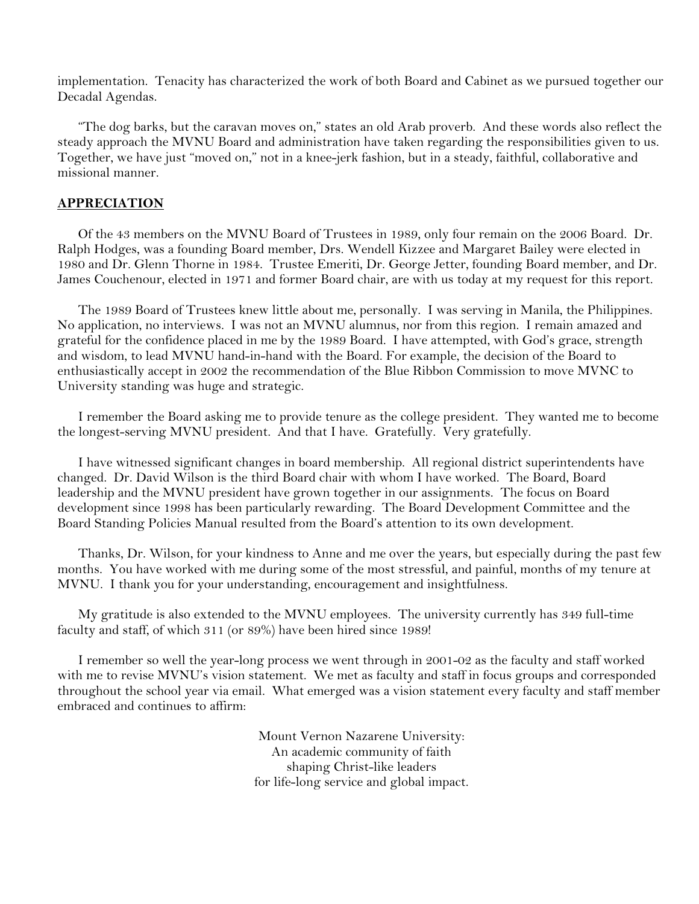implementation. Tenacity has characterized the work of both Board and Cabinet as we pursued together our Decadal Agendas.

"The dog barks, but the caravan moves on," states an old Arab proverb. And these words also reflect the steady approach the MVNU Board and administration have taken regarding the responsibilities given to us. Together, we have just "moved on," not in a knee-jerk fashion, but in a steady, faithful, collaborative and missional manner.

## APPRECIATION

Of the 43 members on the MVNU Board of Trustees in 1989, only four remain on the 2006 Board. Dr. Ralph Hodges, was a founding Board member, Drs. Wendell Kizzee and Margaret Bailey were elected in 1980 and Dr. Glenn Thorne in 1984. Trustee Emeriti, Dr. George Jetter, founding Board member, and Dr. James Couchenour, elected in 1971 and former Board chair, are with us today at my request for this report.

The 1989 Board of Trustees knew little about me, personally. I was serving in Manila, the Philippines. No application, no interviews. I was not an MVNU alumnus, nor from this region. I remain amazed and grateful for the confidence placed in me by the 1989 Board. I have attempted, with God's grace, strength and wisdom, to lead MVNU hand-in-hand with the Board. For example, the decision of the Board to enthusiastically accept in 2002 the recommendation of the Blue Ribbon Commission to move MVNC to University standing was huge and strategic.

I remember the Board asking me to provide tenure as the college president. They wanted me to become the longest-serving MVNU president. And that I have. Gratefully. Very gratefully.

I have witnessed significant changes in board membership. All regional district superintendents have changed. Dr. David Wilson is the third Board chair with whom I have worked. The Board, Board leadership and the MVNU president have grown together in our assignments. The focus on Board development since 1998 has been particularly rewarding. The Board Development Committee and the Board Standing Policies Manual resulted from the Board's attention to its own development.

Thanks, Dr. Wilson, for your kindness to Anne and me over the years, but especially during the past few months. You have worked with me during some of the most stressful, and painful, months of my tenure at MVNU. I thank you for your understanding, encouragement and insightfulness.

My gratitude is also extended to the MVNU employees. The university currently has 349 full-time faculty and staff, of which 311 (or 89%) have been hired since 1989!

I remember so well the year-long process we went through in 2001-02 as the faculty and staff worked with me to revise MVNU's vision statement. We met as faculty and staff in focus groups and corresponded throughout the school year via email. What emerged was a vision statement every faculty and staff member embraced and continues to affirm:

Mount Vernon Nazarene University:
An academic community of faith
shaping Christ-like leaders
for life-long service and global impact.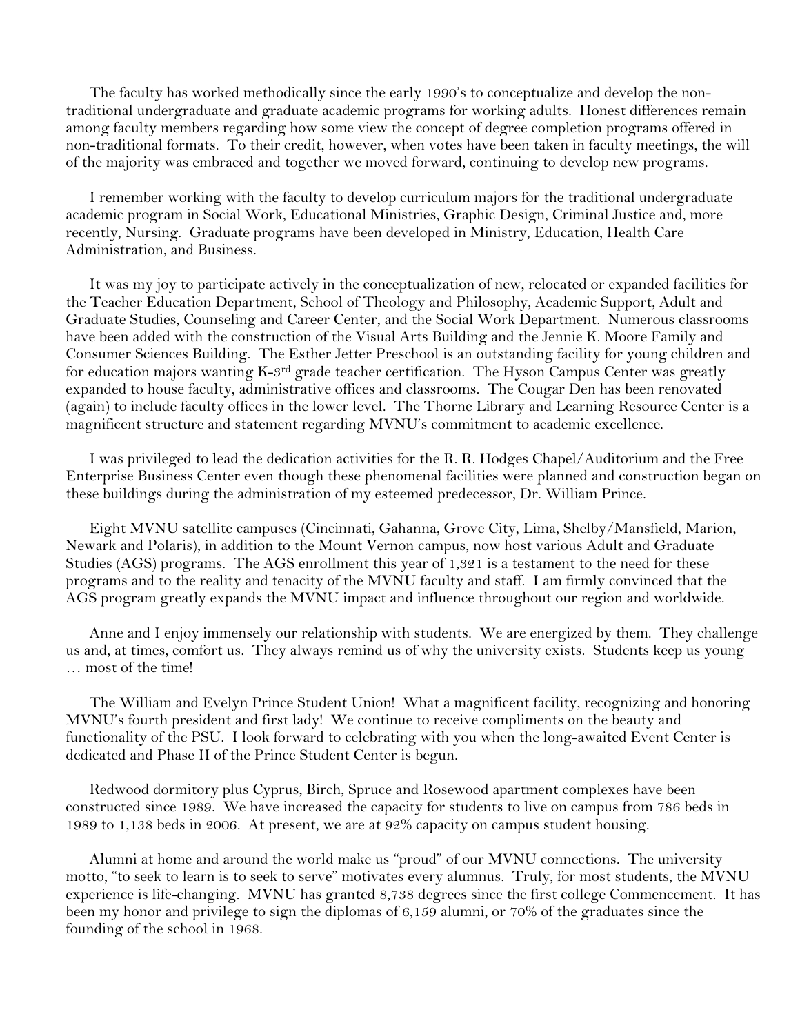The faculty has worked methodically since the early 1990's to conceptualize and develop the non-traditional undergraduate and graduate academic programs for working adults. Honest differences remain among faculty members regarding how some view the concept of degree completion programs offered in non-traditional formats. To their credit, however, when votes have been taken in faculty meetings, the will of the majority was embraced and together we moved forward, continuing to develop new programs.

I remember working with the faculty to develop curriculum majors for the traditional undergraduate academic program in Social Work, Educational Ministries, Graphic Design, Criminal Justice and, more recently, Nursing. Graduate programs have been developed in Ministry, Education, Health Care Administration, and Business.

It was my joy to participate actively in the conceptualization of new, relocated or expanded facilities for the Teacher Education Department, School of Theology and Philosophy, Academic Support, Adult and Graduate Studies, Counseling and Career Center, and the Social Work Department. Numerous classrooms have been added with the construction of the Visual Arts Building and the Jennie K. Moore Family and Consumer Sciences Building. The Esther Jetter Preschool is an outstanding facility for young children and for education majors wanting K-3rd grade teacher certification. The Hyson Campus Center was greatly expanded to house faculty, administrative offices and classrooms. The Cougar Den has been renovated (again) to include faculty offices in the lower level. The Thorne Library and Learning Resource Center is a magnificent structure and statement regarding MVNU's commitment to academic excellence.

I was privileged to lead the dedication activities for the R. R. Hodges Chapel/Auditorium and the Free Enterprise Business Center even though these phenomenal facilities were planned and construction began on these buildings during the administration of my esteemed predecessor, Dr. William Prince.

Eight MVNU satellite campuses (Cincinnati, Gahanna, Grove City, Lima, Shelby/Mansfield, Marion, Newark and Polaris), in addition to the Mount Vernon campus, now host various Adult and Graduate Studies (AGS) programs. The AGS enrollment this year of 1,321 is a testament to the need for these programs and to the reality and tenacity of the MVNU faculty and staff. I am firmly convinced that the AGS program greatly expands the MVNU impact and influence throughout our region and worldwide.

Anne and I enjoy immensely our relationship with students. We are energized by them. They challenge us and, at times, comfort us. They always remind us of why the university exists. Students keep us young … most of the time!

The William and Evelyn Prince Student Union! What a magnificent facility, recognizing and honoring MVNU's fourth president and first lady! We continue to receive compliments on the beauty and functionality of the PSU. I look forward to celebrating with you when the long-awaited Event Center is dedicated and Phase II of the Prince Student Center is begun.

Redwood dormitory plus Cyprus, Birch, Spruce and Rosewood apartment complexes have been constructed since 1989. We have increased the capacity for students to live on campus from 786 beds in 1989 to 1,138 beds in 2006. At present, we are at 92% capacity on campus student housing.

Alumni at home and around the world make us "proud" of our MVNU connections. The university motto, "to seek to learn is to seek to serve" motivates every alumnus. Truly, for most students, the MVNU experience is life-changing. MVNU has granted 8,738 degrees since the first college Commencement. It has been my honor and privilege to sign the diplomas of 6,159 alumni, or 70% of the graduates since the founding of the school in 1968.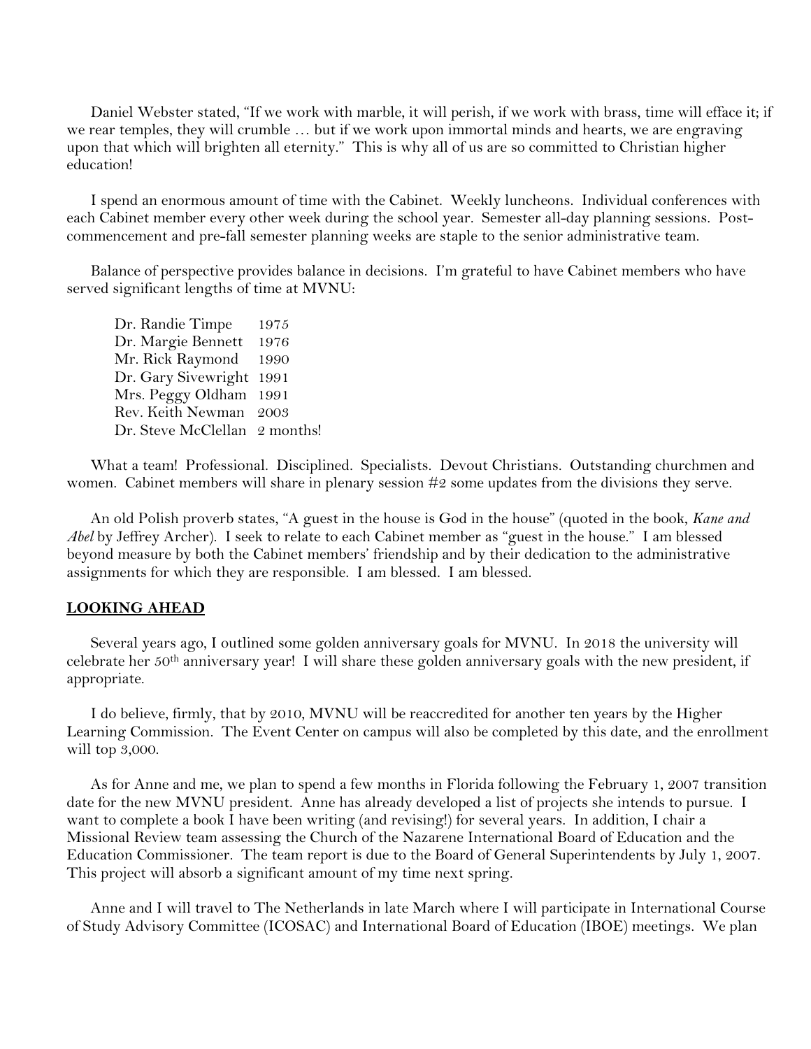Daniel Webster stated, "If we work with marble, it will perish, if we work with brass, time will efface it; if we rear temples, they will crumble … but if we work upon immortal minds and hearts, we are engraving upon that which will brighten all eternity." This is why all of us are so committed to Christian higher education!

I spend an enormous amount of time with the Cabinet. Weekly luncheons. Individual conferences with each Cabinet member every other week during the school year. Semester all-day planning sessions. Post-commencement and pre-fall semester planning weeks are staple to the senior administrative team.

Balance of perspective provides balance in decisions. I'm grateful to have Cabinet members who have served significant lengths of time at MVNU:

| | |
|---|---|
| Dr. Randie Timpe | 1975 |
| Dr. Margie Bennett | 1976 |
| Mr. Rick Raymond | 1990 |
| Dr. Gary Sivewright | 1991 |
| Mrs. Peggy Oldham | 1991 |
| Rev. Keith Newman | 2003 |
| Dr. Steve McClellan | 2 months! |

What a team! Professional. Disciplined. Specialists. Devout Christians. Outstanding churchmen and women. Cabinet members will share in plenary session #2 some updates from the divisions they serve.

An old Polish proverb states, "A guest in the house is God in the house" (quoted in the book, *Kane and Abel* by Jeffrey Archer). I seek to relate to each Cabinet member as "guest in the house." I am blessed beyond measure by both the Cabinet members' friendship and by their dedication to the administrative assignments for which they are responsible. I am blessed. I am blessed.

## LOOKING AHEAD

Several years ago, I outlined some golden anniversary goals for MVNU. In 2018 the university will celebrate her 50th anniversary year! I will share these golden anniversary goals with the new president, if appropriate.

I do believe, firmly, that by 2010, MVNU will be reaccredited for another ten years by the Higher Learning Commission. The Event Center on campus will also be completed by this date, and the enrollment will top 3,000.

As for Anne and me, we plan to spend a few months in Florida following the February 1, 2007 transition date for the new MVNU president. Anne has already developed a list of projects she intends to pursue. I want to complete a book I have been writing (and revising!) for several years. In addition, I chair a Missional Review team assessing the Church of the Nazarene International Board of Education and the Education Commissioner. The team report is due to the Board of General Superintendents by July 1, 2007. This project will absorb a significant amount of my time next spring.

Anne and I will travel to The Netherlands in late March where I will participate in International Course of Study Advisory Committee (ICOSAC) and International Board of Education (IBOE) meetings. We plan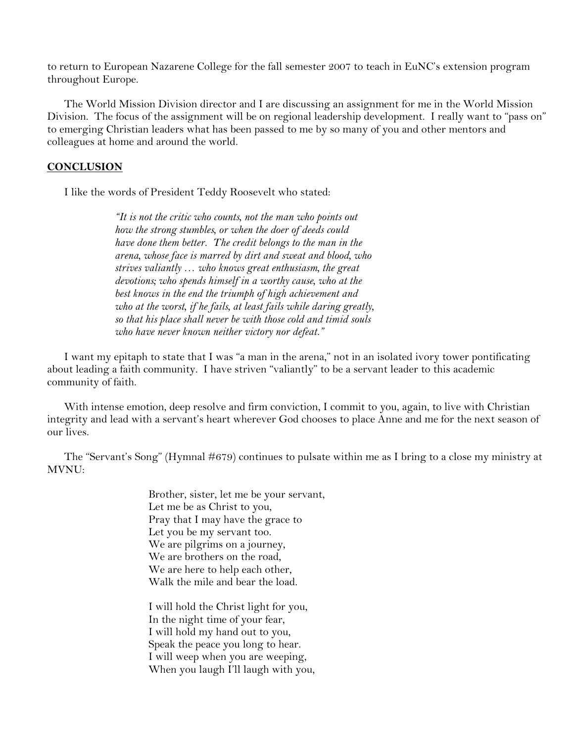to return to European Nazarene College for the fall semester 2007 to teach in EuNC's extension program throughout Europe.

The World Mission Division director and I are discussing an assignment for me in the World Mission Division. The focus of the assignment will be on regional leadership development. I really want to "pass on" to emerging Christian leaders what has been passed to me by so many of you and other mentors and colleagues at home and around the world.

## CONCLUSION

I like the words of President Teddy Roosevelt who stated:

> *"It is not the critic who counts, not the man who points out how the strong stumbles, or when the doer of deeds could have done them better. The credit belongs to the man in the arena, whose face is marred by dirt and sweat and blood, who strives valiantly … who knows great enthusiasm, the great devotions; who spends himself in a worthy cause, who at the best knows in the end the triumph of high achievement and who at the worst, if he fails, at least fails while daring greatly, so that his place shall never be with those cold and timid souls who have never known neither victory nor defeat."*

I want my epitaph to state that I was "a man in the arena," not in an isolated ivory tower pontificating about leading a faith community. I have striven "valiantly" to be a servant leader to this academic community of faith.

With intense emotion, deep resolve and firm conviction, I commit to you, again, to live with Christian integrity and lead with a servant's heart wherever God chooses to place Anne and me for the next season of our lives.

The "Servant's Song" (Hymnal #679) continues to pulsate within me as I bring to a close my ministry at MVNU:

> Brother, sister, let me be your servant,
> Let me be as Christ to you,
> Pray that I may have the grace to
> Let you be my servant too.
> We are pilgrims on a journey,
> We are brothers on the road,
> We are here to help each other,
> Walk the mile and bear the load.
>
> I will hold the Christ light for you,
> In the night time of your fear,
> I will hold my hand out to you,
> Speak the peace you long to hear.
> I will weep when you are weeping,
> When you laugh I'll laugh with you,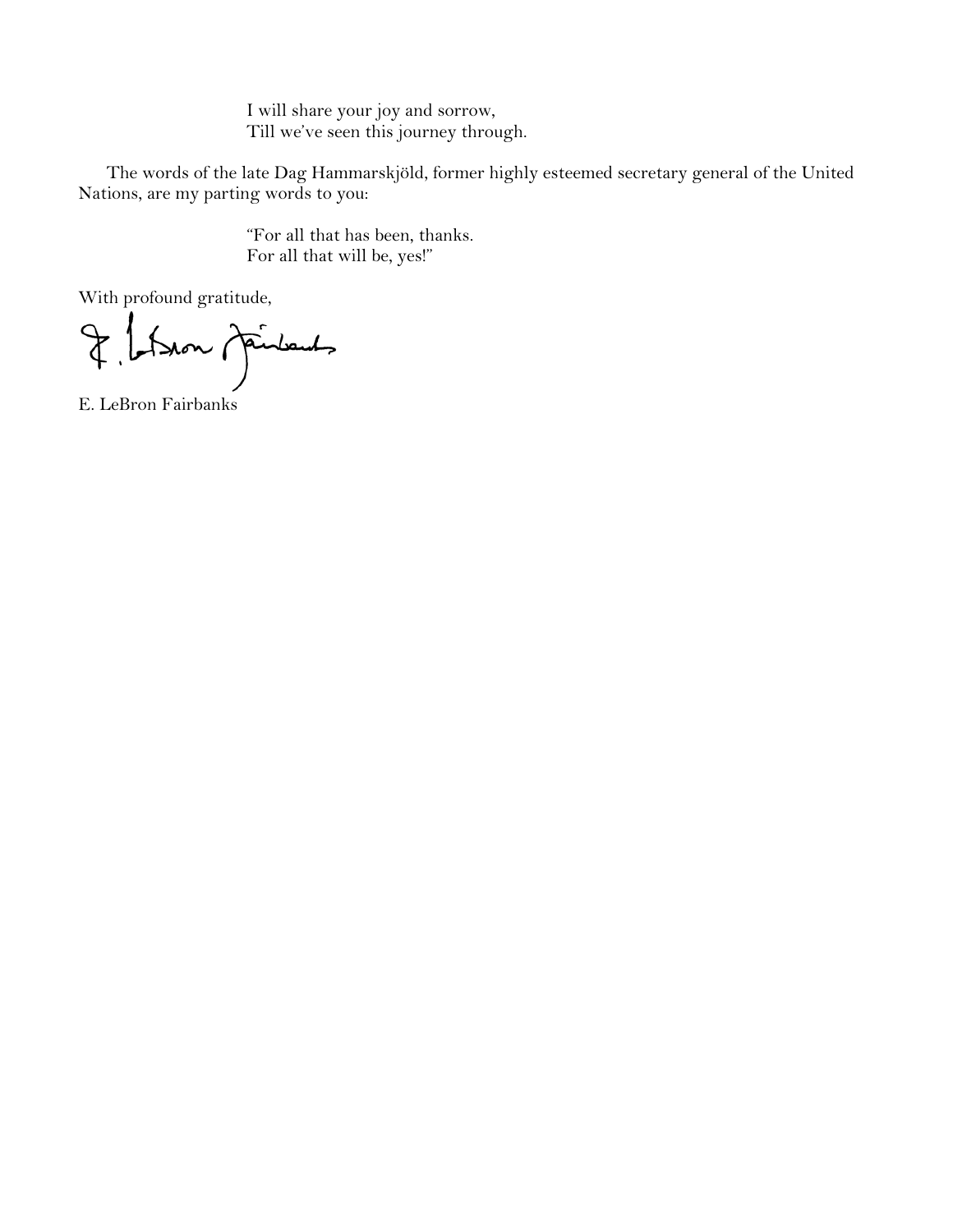I will share your joy and sorrow,
Till we've seen this journey through.

The words of the late Dag Hammarskjöld, former highly esteemed secretary general of the United Nations, are my parting words to you:

"For all that has been, thanks.
For all that will be, yes!"

With profound gratitude,

E. LeBron Fairbanks